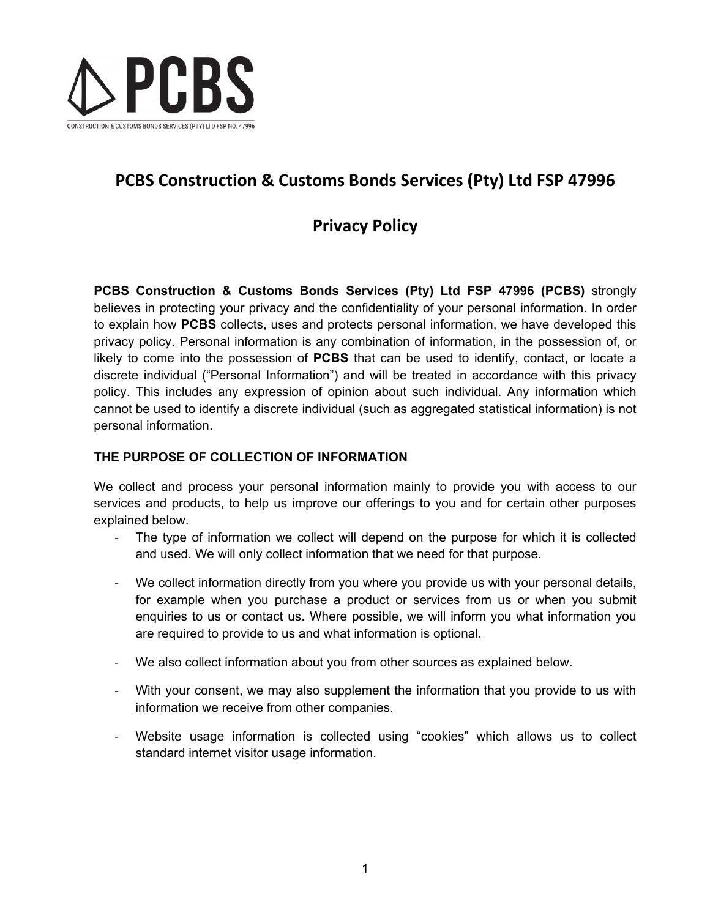# PCBS Construction & Customs Bonds Services (Pty) Ltd FSP 47996

# Privacy Policy

**PCBS Construction & Customs Bonds Services (Pty) Ltd FSP 47996 (PCBS)** strongly believes in protecting your privacy and the confidentiality of your personal information. In order to explain how **PCBS** collects, uses and protects personal information, we have developed this privacy policy. Personal information is any combination of information, in the possession of, or likely to come into the possession of **PCBS** that can be used to identify, contact, or locate a discrete individual ("Personal Information") and will be treated in accordance with this privacy policy. This includes any expression of opinion about such individual. Any information which cannot be used to identify a discrete individual (such as aggregated statistical information) is not personal information.

## THE PURPOSE OF COLLECTION OF INFORMATION

We collect and process your personal information mainly to provide you with access to our services and products, to help us improve our offerings to you and for certain other purposes explained below.

- The type of information we collect will depend on the purpose for which it is collected and used. We will only collect information that we need for that purpose.
- We collect information directly from you where you provide us with your personal details, for example when you purchase a product or services from us or when you submit enquiries to us or contact us. Where possible, we will inform you what information you are required to provide to us and what information is optional.
- We also collect information about you from other sources as explained below.
- With your consent, we may also supplement the information that you provide to us with information we receive from other companies.
- Website usage information is collected using "cookies" which allows us to collect standard internet visitor usage information.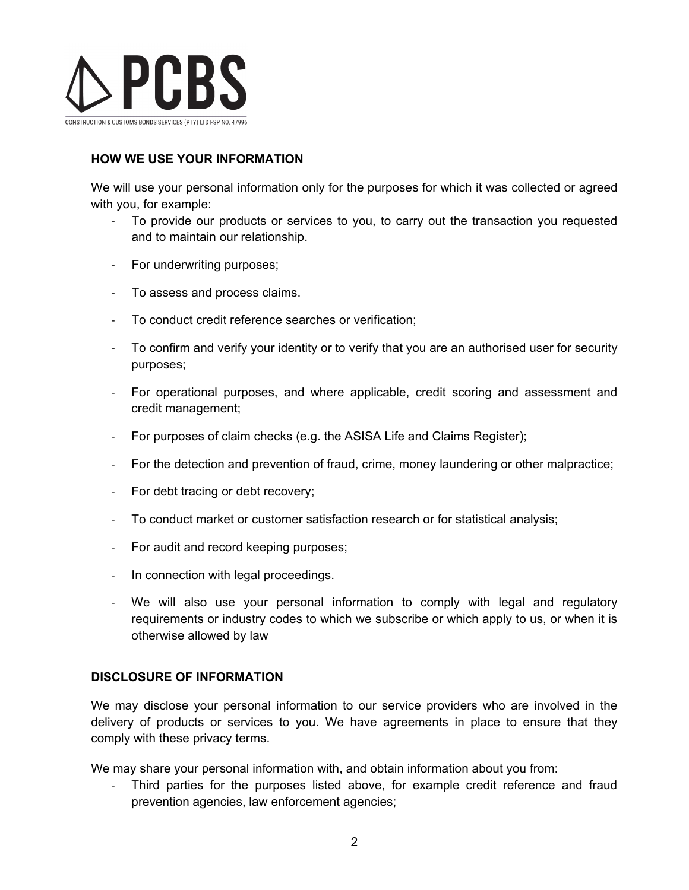## HOW WE USE YOUR INFORMATION

We will use your personal information only for the purposes for which it was collected or agreed with you, for example:

- To provide our products or services to you, to carry out the transaction you requested and to maintain our relationship.
- For underwriting purposes;
- To assess and process claims.
- To conduct credit reference searches or verification;
- To confirm and verify your identity or to verify that you are an authorised user for security purposes;
- For operational purposes, and where applicable, credit scoring and assessment and credit management;
- For purposes of claim checks (e.g. the ASISA Life and Claims Register);
- For the detection and prevention of fraud, crime, money laundering or other malpractice;
- For debt tracing or debt recovery;
- To conduct market or customer satisfaction research or for statistical analysis;
- For audit and record keeping purposes;
- In connection with legal proceedings.
- We will also use your personal information to comply with legal and regulatory requirements or industry codes to which we subscribe or which apply to us, or when it is otherwise allowed by law

## DISCLOSURE OF INFORMATION

We may disclose your personal information to our service providers who are involved in the delivery of products or services to you. We have agreements in place to ensure that they comply with these privacy terms.

We may share your personal information with, and obtain information about you from:

- Third parties for the purposes listed above, for example credit reference and fraud prevention agencies, law enforcement agencies;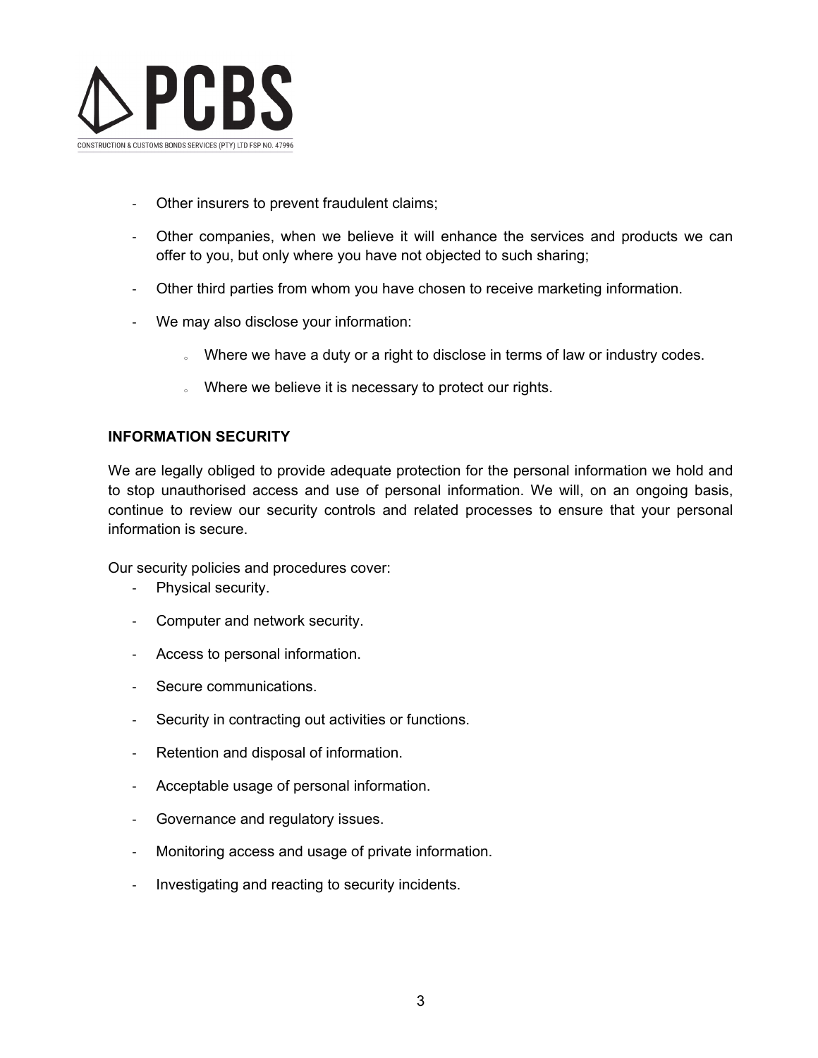- Other insurers to prevent fraudulent claims;
- Other companies, when we believe it will enhance the services and products we can offer to you, but only where you have not objected to such sharing;
- Other third parties from whom you have chosen to receive marketing information.
- We may also disclose your information:
  - Where we have a duty or a right to disclose in terms of law or industry codes.
  - Where we believe it is necessary to protect our rights.

**INFORMATION SECURITY**

We are legally obliged to provide adequate protection for the personal information we hold and to stop unauthorised access and use of personal information. We will, on an ongoing basis, continue to review our security controls and related processes to ensure that your personal information is secure.

Our security policies and procedures cover:

- Physical security.
- Computer and network security.
- Access to personal information.
- Secure communications.
- Security in contracting out activities or functions.
- Retention and disposal of information.
- Acceptable usage of personal information.
- Governance and regulatory issues.
- Monitoring access and usage of private information.
- Investigating and reacting to security incidents.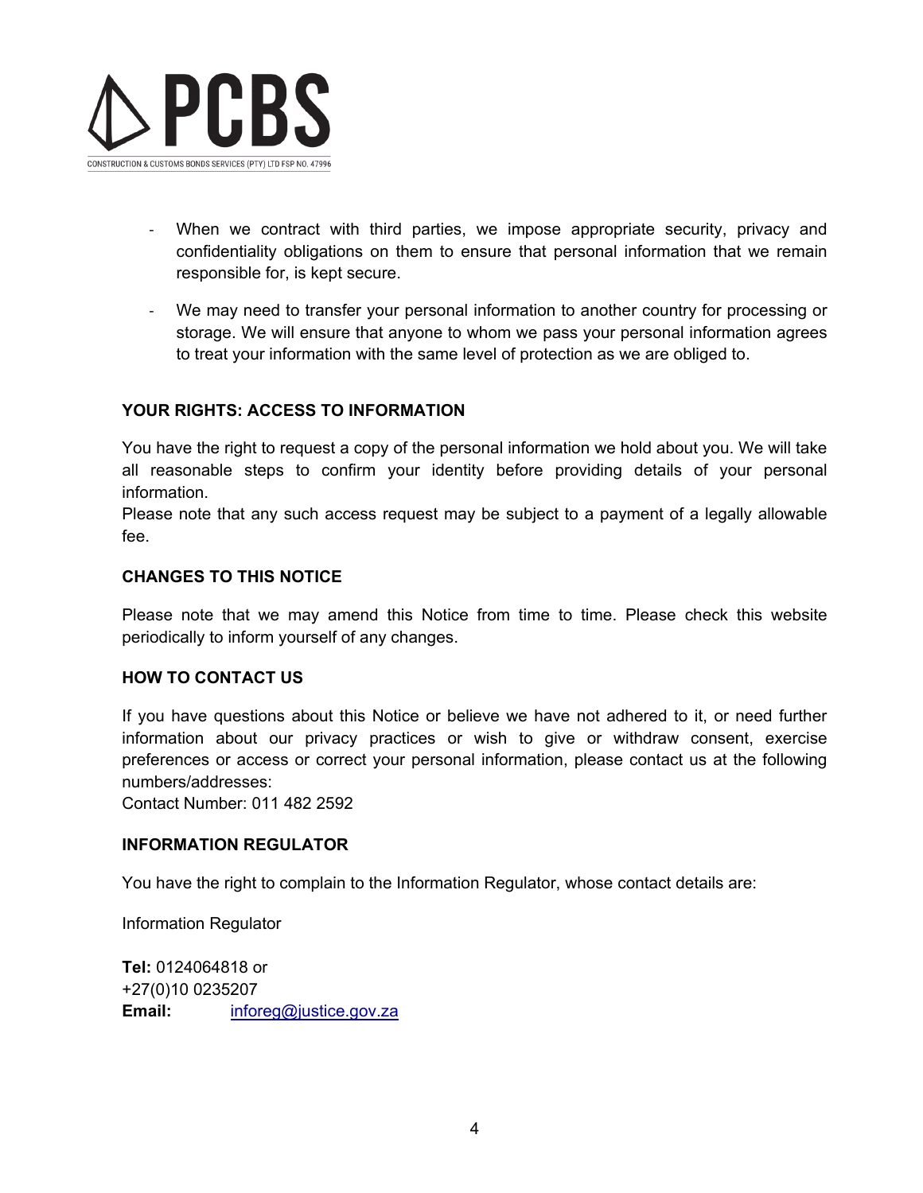- When we contract with third parties, we impose appropriate security, privacy and confidentiality obligations on them to ensure that personal information that we remain responsible for, is kept secure.
- We may need to transfer your personal information to another country for processing or storage. We will ensure that anyone to whom we pass your personal information agrees to treat your information with the same level of protection as we are obliged to.

## YOUR RIGHTS: ACCESS TO INFORMATION

You have the right to request a copy of the personal information we hold about you. We will take all reasonable steps to confirm your identity before providing details of your personal information.
Please note that any such access request may be subject to a payment of a legally allowable fee.

## CHANGES TO THIS NOTICE

Please note that we may amend this Notice from time to time. Please check this website periodically to inform yourself of any changes.

## HOW TO CONTACT US

If you have questions about this Notice or believe we have not adhered to it, or need further information about our privacy practices or wish to give or withdraw consent, exercise preferences or access or correct your personal information, please contact us at the following numbers/addresses:
Contact Number: 011 482 2592

## INFORMATION REGULATOR

You have the right to complain to the Information Regulator, whose contact details are:

Information Regulator

**Tel:** 0124064818 or
+27(0)10 0235207
**Email:** inforeg@justice.gov.za